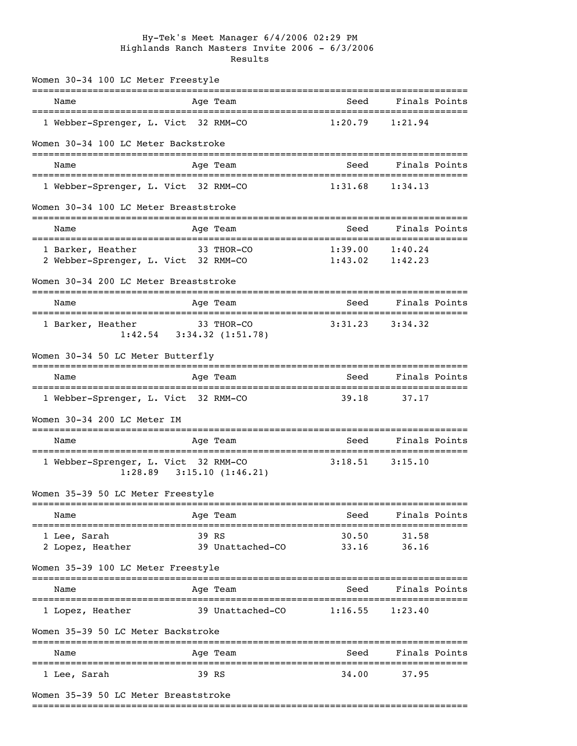Hy-Tek's Meet Manager 6/4/2006 02:29 PM

# Highlands Ranch Masters Invite 2006 - 6/3/2006

## Results

### Women 30-34 100 LC Meter Freestyle

| | Name | Age | Team | Seed | Finals | Points |
|---|---|---|---|---|---|---|
| 1 | Webber-Sprenger, L. Vict | 32 | RMM-CO | 1:20.79 | 1:21.94 | |

### Women 30-34 100 LC Meter Backstroke

| | Name | Age | Team | Seed | Finals | Points |
|---|---|---|---|---|---|---|
| 1 | Webber-Sprenger, L. Vict | 32 | RMM-CO | 1:31.68 | 1:34.13 | |

### Women 30-34 100 LC Meter Breaststroke

| | Name | Age | Team | Seed | Finals | Points |
|---|---|---|---|---|---|---|
| 1 | Barker, Heather | 33 | THOR-CO | 1:39.00 | 1:40.24 | |
| 2 | Webber-Sprenger, L. Vict | 32 | RMM-CO | 1:43.02 | 1:42.23 | |

### Women 30-34 200 LC Meter Breaststroke

| | Name | Age | Team | Seed | Finals | Points |
|---|---|---|---|---|---|---|
| 1 | Barker, Heather | 33 | THOR-CO | 3:31.23 | 3:34.32 | |
| | 1:42.54 3:34.32 (1:51.78) | | | | | |

### Women 30-34 50 LC Meter Butterfly

| | Name | Age | Team | Seed | Finals | Points |
|---|---|---|---|---|---|---|
| 1 | Webber-Sprenger, L. Vict | 32 | RMM-CO | 39.18 | 37.17 | |

### Women 30-34 200 LC Meter IM

| | Name | Age | Team | Seed | Finals | Points |
|---|---|---|---|---|---|---|
| 1 | Webber-Sprenger, L. Vict | 32 | RMM-CO | 3:18.51 | 3:15.10 | |
| | 1:28.89 3:15.10 (1:46.21) | | | | | |

### Women 35-39 50 LC Meter Freestyle

| | Name | Age | Team | Seed | Finals | Points |
|---|---|---|---|---|---|---|
| 1 | Lee, Sarah | 39 | RS | 30.50 | 31.58 | |
| 2 | Lopez, Heather | 39 | Unattached-CO | 33.16 | 36.16 | |

### Women 35-39 100 LC Meter Freestyle

| | Name | Age | Team | Seed | Finals | Points |
|---|---|---|---|---|---|---|
| 1 | Lopez, Heather | 39 | Unattached-CO | 1:16.55 | 1:23.40 | |

### Women 35-39 50 LC Meter Backstroke

| | Name | Age | Team | Seed | Finals | Points |
|---|---|---|---|---|---|---|
| 1 | Lee, Sarah | 39 | RS | 34.00 | 37.95 | |

### Women 35-39 50 LC Meter Breaststroke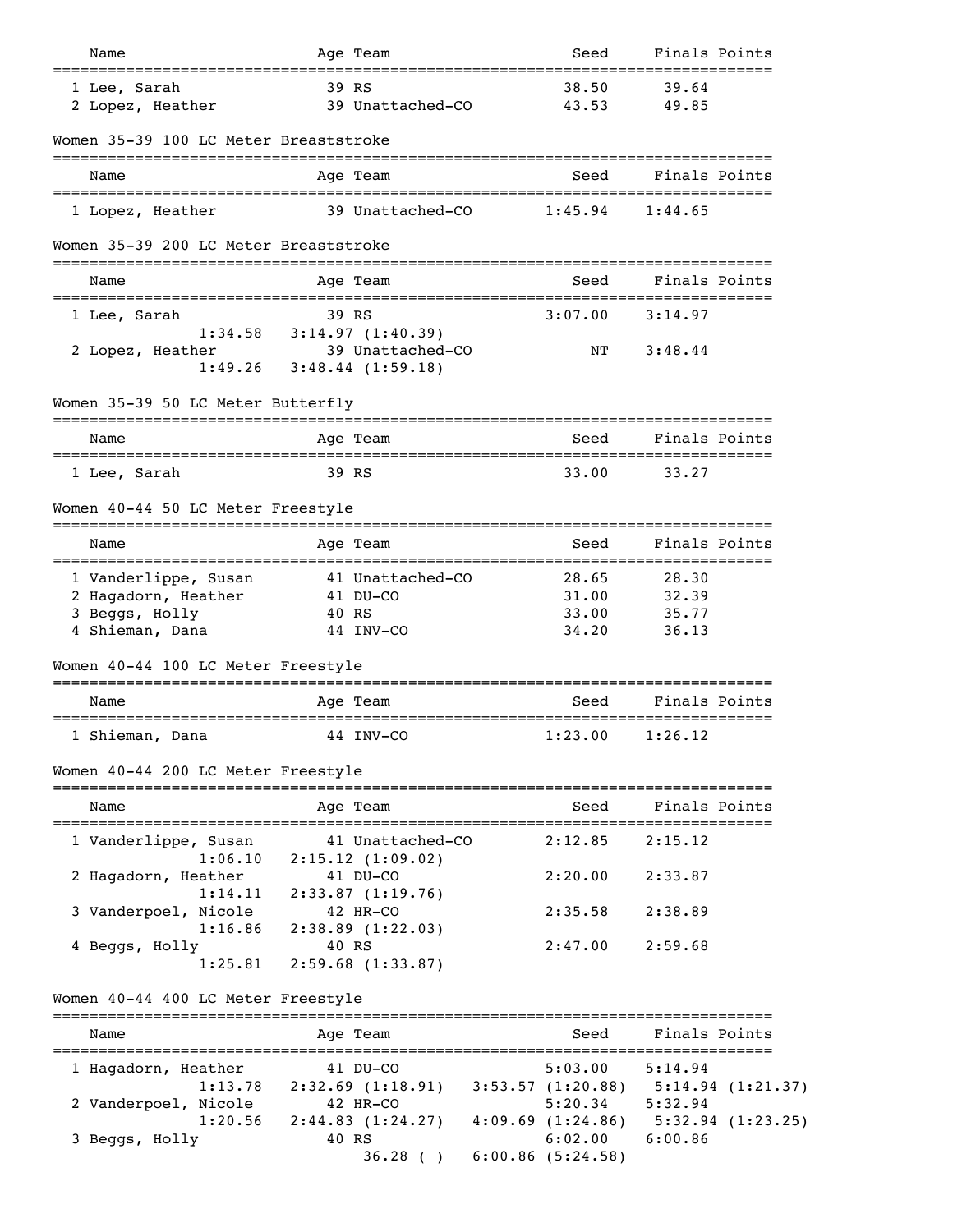| Name | Age | Team | Seed | Finals | Points |
|---|---|---|---|---|---|
| 1 Lee, Sarah | 39 | RS | 38.50 | 39.64 | |
| 2 Lopez, Heather | 39 | Unattached-CO | 43.53 | 49.85 | |

## Women 35-39 100 LC Meter Breaststroke

| Name | Age | Team | Seed | Finals | Points |
|---|---|---|---|---|---|
| 1 Lopez, Heather | 39 | Unattached-CO | 1:45.94 | 1:44.65 | |

## Women 35-39 200 LC Meter Breaststroke

| Name | Age | Team | Seed | Finals | Points |
|---|---|---|---|---|---|
| 1 Lee, Sarah | 39 | RS | 3:07.00 | 3:14.97 | |
| 1:34.58 | 3:14.97 (1:40.39) | | | | |
| 2 Lopez, Heather | 39 | Unattached-CO | NT | 3:48.44 | |
| 1:49.26 | 3:48.44 (1:59.18) | | | | |

## Women 35-39 50 LC Meter Butterfly

| Name | Age | Team | Seed | Finals | Points |
|---|---|---|---|---|---|
| 1 Lee, Sarah | 39 | RS | 33.00 | 33.27 | |

## Women 40-44 50 LC Meter Freestyle

| Name | Age | Team | Seed | Finals | Points |
|---|---|---|---|---|---|
| 1 Vanderlippe, Susan | 41 | Unattached-CO | 28.65 | 28.30 | |
| 2 Hagadorn, Heather | 41 | DU-CO | 31.00 | 32.39 | |
| 3 Beggs, Holly | 40 | RS | 33.00 | 35.77 | |
| 4 Shieman, Dana | 44 | INV-CO | 34.20 | 36.13 | |

## Women 40-44 100 LC Meter Freestyle

| Name | Age | Team | Seed | Finals | Points |
|---|---|---|---|---|---|
| 1 Shieman, Dana | 44 | INV-CO | 1:23.00 | 1:26.12 | |

## Women 40-44 200 LC Meter Freestyle

| Name | Age | Team | Seed | Finals | Points |
|---|---|---|---|---|---|
| 1 Vanderlippe, Susan | 41 | Unattached-CO | 2:12.85 | 2:15.12 | |
| 1:06.10 | 2:15.12 (1:09.02) | | | | |
| 2 Hagadorn, Heather | 41 | DU-CO | 2:20.00 | 2:33.87 | |
| 1:14.11 | 2:33.87 (1:19.76) | | | | |
| 3 Vanderpoel, Nicole | 42 | HR-CO | 2:35.58 | 2:38.89 | |
| 1:16.86 | 2:38.89 (1:22.03) | | | | |
| 4 Beggs, Holly | 40 | RS | 2:47.00 | 2:59.68 | |
| 1:25.81 | 2:59.68 (1:33.87) | | | | |

## Women 40-44 400 LC Meter Freestyle

| Name | Age | Team | Seed | Finals | Points |
|---|---|---|---|---|---|
| 1 Hagadorn, Heather | 41 | DU-CO | 5:03.00 | 5:14.94 | |
| 1:13.78 | 2:32.69 (1:18.91) | 3:53.57 (1:20.88) | 5:14.94 (1:21.37) | | |
| 2 Vanderpoel, Nicole | 42 | HR-CO | 5:20.34 | 5:32.94 | |
| 1:20.56 | 2:44.83 (1:24.27) | 4:09.69 (1:24.86) | 5:32.94 (1:23.25) | | |
| 3 Beggs, Holly | 40 | RS | 6:02.00 | 6:00.86 | |
| | 36.28 ( ) | 6:00.86 (5:24.58) | | | |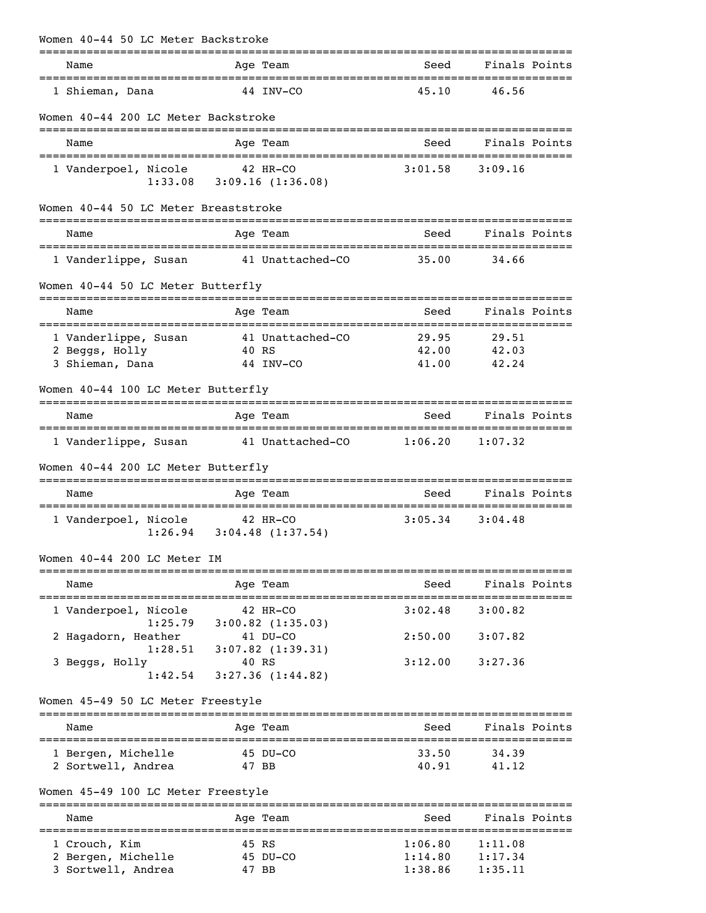## Women 40-44 50 LC Meter Backstroke

| Name | Age | Team | Seed | Finals | Points |
|---|---|---|---|---|---|
| 1 Shieman, Dana | 44 | INV-CO | 45.10 | 46.56 | |

## Women 40-44 200 LC Meter Backstroke

| Name | Age | Team | Seed | Finals | Points |
|---|---|---|---|---|---|
| 1 Vanderpoel, Nicole | 42 | HR-CO | 3:01.58 | 3:09.16 | |
| 1:33.08 3:09.16 (1:36.08) | | | | | |

## Women 40-44 50 LC Meter Breaststroke

| Name | Age | Team | Seed | Finals | Points |
|---|---|---|---|---|---|
| 1 Vanderlippe, Susan | 41 | Unattached-CO | 35.00 | 34.66 | |

## Women 40-44 50 LC Meter Butterfly

| Name | Age | Team | Seed | Finals | Points |
|---|---|---|---|---|---|
| 1 Vanderlippe, Susan | 41 | Unattached-CO | 29.95 | 29.51 | |
| 2 Beggs, Holly | 40 | RS | 42.00 | 42.03 | |
| 3 Shieman, Dana | 44 | INV-CO | 41.00 | 42.24 | |

## Women 40-44 100 LC Meter Butterfly

| Name | Age | Team | Seed | Finals | Points |
|---|---|---|---|---|---|
| 1 Vanderlippe, Susan | 41 | Unattached-CO | 1:06.20 | 1:07.32 | |

## Women 40-44 200 LC Meter Butterfly

| Name | Age | Team | Seed | Finals | Points |
|---|---|---|---|---|---|
| 1 Vanderpoel, Nicole | 42 | HR-CO | 3:05.34 | 3:04.48 | |
| 1:26.94 3:04.48 (1:37.54) | | | | | |

## Women 40-44 200 LC Meter IM

| Name | Age | Team | Seed | Finals | Points |
|---|---|---|---|---|---|
| 1 Vanderpoel, Nicole | 42 | HR-CO | 3:02.48 | 3:00.82 | |
| 1:25.79 3:00.82 (1:35.03) | | | | | |
| 2 Hagadorn, Heather | 41 | DU-CO | 2:50.00 | 3:07.82 | |
| 1:28.51 3:07.82 (1:39.31) | | | | | |
| 3 Beggs, Holly | 40 | RS | 3:12.00 | 3:27.36 | |
| 1:42.54 3:27.36 (1:44.82) | | | | | |

## Women 45-49 50 LC Meter Freestyle

| Name | Age | Team | Seed | Finals | Points |
|---|---|---|---|---|---|
| 1 Bergen, Michelle | 45 | DU-CO | 33.50 | 34.39 | |
| 2 Sortwell, Andrea | 47 | BB | 40.91 | 41.12 | |

## Women 45-49 100 LC Meter Freestyle

| Name | Age | Team | Seed | Finals | Points |
|---|---|---|---|---|---|
| 1 Crouch, Kim | 45 | RS | 1:06.80 | 1:11.08 | |
| 2 Bergen, Michelle | 45 | DU-CO | 1:14.80 | 1:17.34 | |
| 3 Sortwell, Andrea | 47 | BB | 1:38.86 | 1:35.11 | |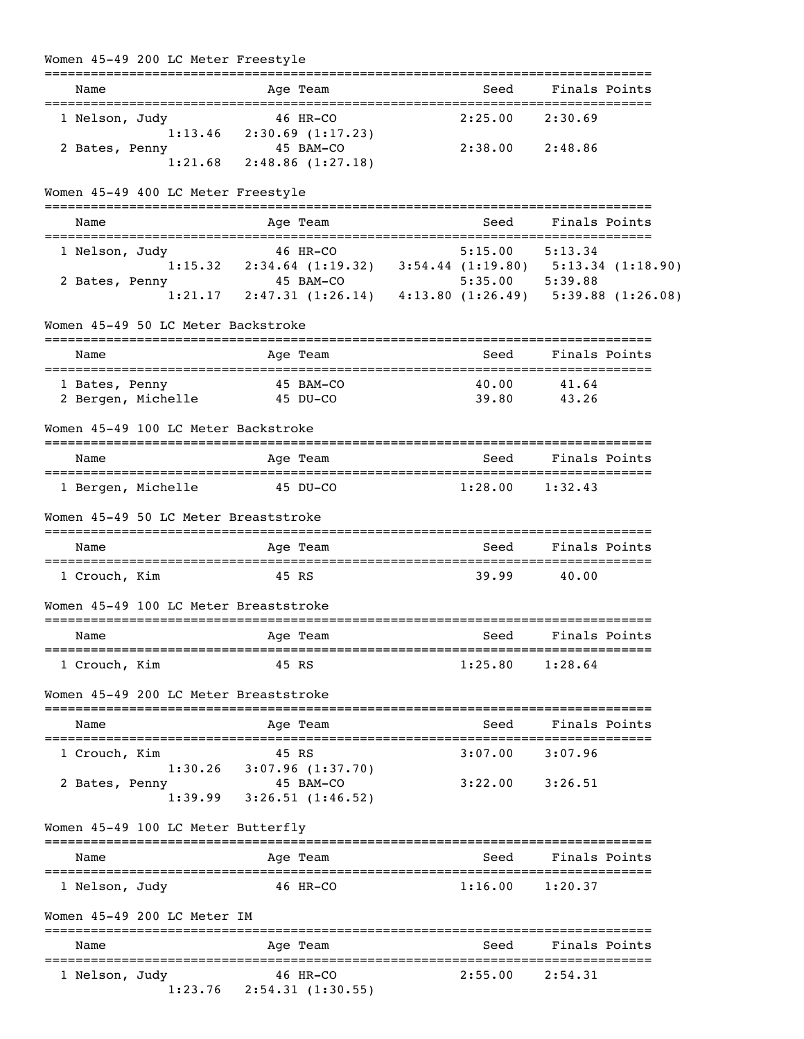## Women 45-49 200 LC Meter Freestyle

| | Name | Age | Team | Seed | Finals | Points |
|---|---|---|---|---|---|---|
| 1 | Nelson, Judy | 46 | HR-CO | 2:25.00 | 2:30.69 | |
| | 1:13.46 2:30.69 (1:17.23) | | | | | |
| 2 | Bates, Penny | 45 | BAM-CO | 2:38.00 | 2:48.86 | |
| | 1:21.68 2:48.86 (1:27.18) | | | | | |

## Women 45-49 400 LC Meter Freestyle

| | Name | Age | Team | Seed | Finals | Points |
|---|---|---|---|---|---|---|
| 1 | Nelson, Judy | 46 | HR-CO | 5:15.00 | 5:13.34 | |
| | 1:15.32 2:34.64 (1:19.32) 3:54.44 (1:19.80) 5:13.34 (1:18.90) | | | | | |
| 2 | Bates, Penny | 45 | BAM-CO | 5:35.00 | 5:39.88 | |
| | 1:21.17 2:47.31 (1:26.14) 4:13.80 (1:26.49) 5:39.88 (1:26.08) | | | | | |

## Women 45-49 50 LC Meter Backstroke

| | Name | Age | Team | Seed | Finals | Points |
|---|---|---|---|---|---|---|
| 1 | Bates, Penny | 45 | BAM-CO | 40.00 | 41.64 | |
| 2 | Bergen, Michelle | 45 | DU-CO | 39.80 | 43.26 | |

## Women 45-49 100 LC Meter Backstroke

| | Name | Age | Team | Seed | Finals | Points |
|---|---|---|---|---|---|---|
| 1 | Bergen, Michelle | 45 | DU-CO | 1:28.00 | 1:32.43 | |

## Women 45-49 50 LC Meter Breaststroke

| | Name | Age | Team | Seed | Finals | Points |
|---|---|---|---|---|---|---|
| 1 | Crouch, Kim | 45 | RS | 39.99 | 40.00 | |

## Women 45-49 100 LC Meter Breaststroke

| | Name | Age | Team | Seed | Finals | Points |
|---|---|---|---|---|---|---|
| 1 | Crouch, Kim | 45 | RS | 1:25.80 | 1:28.64 | |

## Women 45-49 200 LC Meter Breaststroke

| | Name | Age | Team | Seed | Finals | Points |
|---|---|---|---|---|---|---|
| 1 | Crouch, Kim | 45 | RS | 3:07.00 | 3:07.96 | |
| | 1:30.26 3:07.96 (1:37.70) | | | | | |
| 2 | Bates, Penny | 45 | BAM-CO | 3:22.00 | 3:26.51 | |
| | 1:39.99 3:26.51 (1:46.52) | | | | | |

## Women 45-49 100 LC Meter Butterfly

| | Name | Age | Team | Seed | Finals | Points |
|---|---|---|---|---|---|---|
| 1 | Nelson, Judy | 46 | HR-CO | 1:16.00 | 1:20.37 | |

## Women 45-49 200 LC Meter IM

| | Name | Age | Team | Seed | Finals | Points |
|---|---|---|---|---|---|---|
| 1 | Nelson, Judy | 46 | HR-CO | 2:55.00 | 2:54.31 | |
| | 1:23.76 2:54.31 (1:30.55) | | | | | |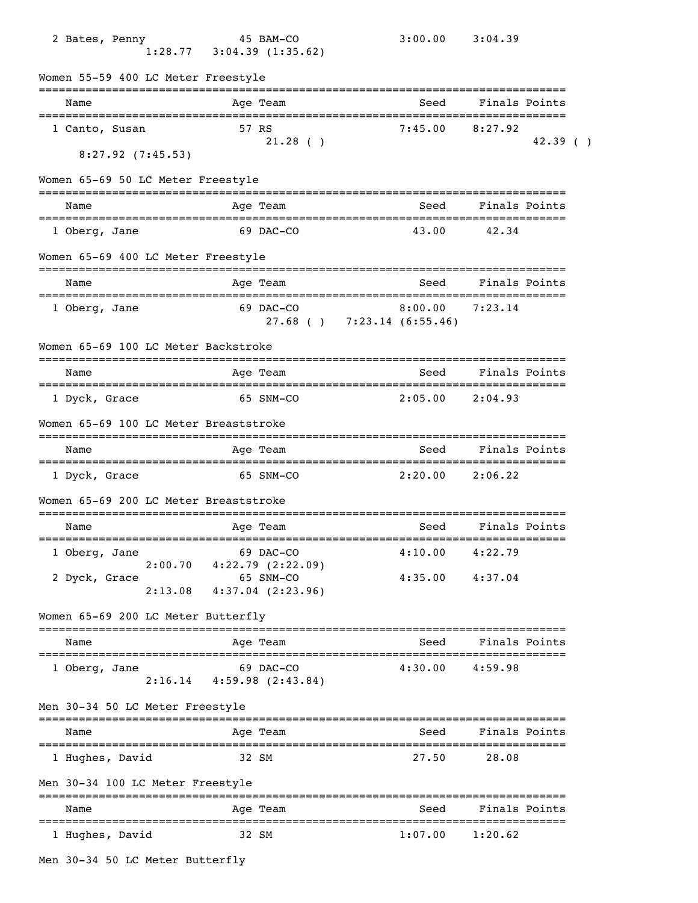```
  2 Bates, Penny             45 BAM-CO              3:00.00    3:04.39
             1:28.77   3:04.39 (1:35.62)
```

Women 55-59 400 LC Meter Freestyle

```
===============================================================================
    Name                    Age Team                    Seed    Finals Points
===============================================================================
  1 Canto, Susan             57 RS                    7:45.00    8:27.92
                              21.28 ( )                                   42.39 ( )
     8:27.92 (7:45.53)
```

Women 65-69 50 LC Meter Freestyle

```
===============================================================================
    Name                    Age Team                    Seed    Finals Points
===============================================================================
  1 Oberg, Jane              69 DAC-CO                  43.00      42.34
```

Women 65-69 400 LC Meter Freestyle

```
===============================================================================
    Name                    Age Team                    Seed    Finals Points
===============================================================================
  1 Oberg, Jane              69 DAC-CO                8:00.00    7:23.14
                              27.68 ( )   7:23.14 (6:55.46)
```

Women 65-69 100 LC Meter Backstroke

```
===============================================================================
    Name                    Age Team                    Seed    Finals Points
===============================================================================
  1 Dyck, Grace              65 SNM-CO                2:05.00    2:04.93
```

Women 65-69 100 LC Meter Breaststroke

```
===============================================================================
    Name                    Age Team                    Seed    Finals Points
===============================================================================
  1 Dyck, Grace              65 SNM-CO                2:20.00    2:06.22
```

Women 65-69 200 LC Meter Breaststroke

```
===============================================================================
    Name                    Age Team                    Seed    Finals Points
===============================================================================
  1 Oberg, Jane              69 DAC-CO                4:10.00    4:22.79
             2:00.70   4:22.79 (2:22.09)
  2 Dyck, Grace              65 SNM-CO                4:35.00    4:37.04
             2:13.08   4:37.04 (2:23.96)
```

Women 65-69 200 LC Meter Butterfly

```
===============================================================================
    Name                    Age Team                    Seed    Finals Points
===============================================================================
  1 Oberg, Jane              69 DAC-CO                4:30.00    4:59.98
             2:16.14   4:59.98 (2:43.84)
```

Men 30-34 50 LC Meter Freestyle

```
===============================================================================
    Name                    Age Team                    Seed    Finals Points
===============================================================================
  1 Hughes, David            32 SM                      27.50      28.08
```

Men 30-34 100 LC Meter Freestyle

```
===============================================================================
    Name                    Age Team                    Seed    Finals Points
===============================================================================
  1 Hughes, David            32 SM                    1:07.00    1:20.62
```

Men 30-34 50 LC Meter Butterfly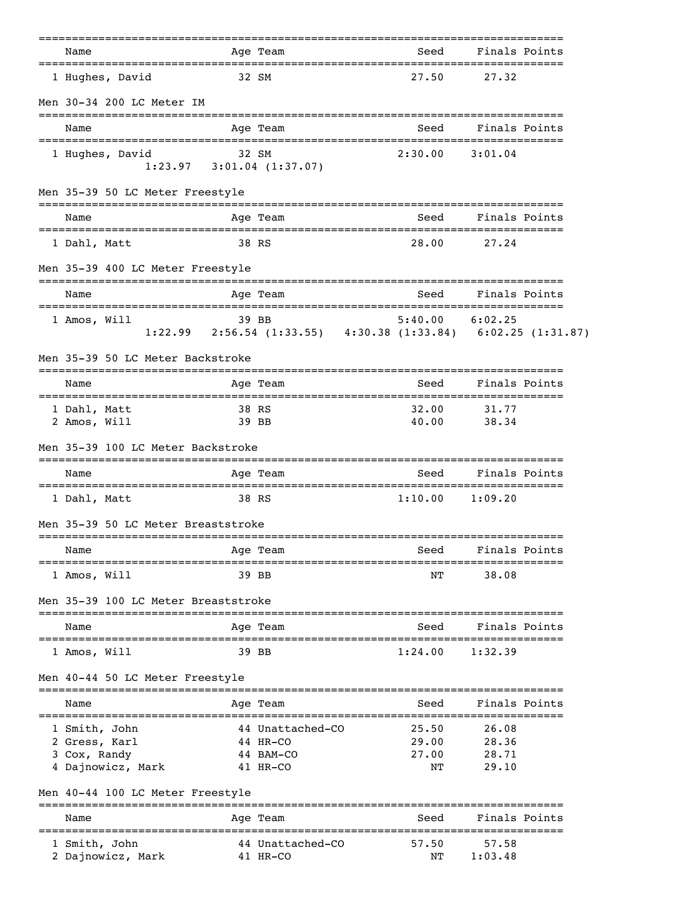| Name | Age | Team | Seed | Finals | Points |
|---|---|---|---|---|---|
| 1 Hughes, David | 32 | SM | 27.50 | 27.32 | |

## Men 30-34 200 LC Meter IM

| Name | Age | Team | Seed | Finals | Points |
|---|---|---|---|---|---|
| 1 Hughes, David | 32 | SM | 2:30.00 | 3:01.04 | |
| 1:23.97 3:01.04 (1:37.07) | | | | | |

## Men 35-39 50 LC Meter Freestyle

| Name | Age | Team | Seed | Finals | Points |
|---|---|---|---|---|---|
| 1 Dahl, Matt | 38 | RS | 28.00 | 27.24 | |

## Men 35-39 400 LC Meter Freestyle

| Name | Age | Team | Seed | Finals | Points |
|---|---|---|---|---|---|
| 1 Amos, Will | 39 | BB | 5:40.00 | 6:02.25 | |
| 1:22.99 2:56.54 (1:33.55) 4:30.38 (1:33.84) 6:02.25 (1:31.87) | | | | | |

## Men 35-39 50 LC Meter Backstroke

| Name | Age | Team | Seed | Finals | Points |
|---|---|---|---|---|---|
| 1 Dahl, Matt | 38 | RS | 32.00 | 31.77 | |
| 2 Amos, Will | 39 | BB | 40.00 | 38.34 | |

## Men 35-39 100 LC Meter Backstroke

| Name | Age | Team | Seed | Finals | Points |
|---|---|---|---|---|---|
| 1 Dahl, Matt | 38 | RS | 1:10.00 | 1:09.20 | |

## Men 35-39 50 LC Meter Breaststroke

| Name | Age | Team | Seed | Finals | Points |
|---|---|---|---|---|---|
| 1 Amos, Will | 39 | BB | NT | 38.08 | |

## Men 35-39 100 LC Meter Breaststroke

| Name | Age | Team | Seed | Finals | Points |
|---|---|---|---|---|---|
| 1 Amos, Will | 39 | BB | 1:24.00 | 1:32.39 | |

## Men 40-44 50 LC Meter Freestyle

| Name | Age | Team | Seed | Finals | Points |
|---|---|---|---|---|---|
| 1 Smith, John | 44 | Unattached-CO | 25.50 | 26.08 | |
| 2 Gress, Karl | 44 | HR-CO | 29.00 | 28.36 | |
| 3 Cox, Randy | 44 | BAM-CO | 27.00 | 28.71 | |
| 4 Dajnowicz, Mark | 41 | HR-CO | NT | 29.10 | |

## Men 40-44 100 LC Meter Freestyle

| Name | Age | Team | Seed | Finals | Points |
|---|---|---|---|---|---|
| 1 Smith, John | 44 | Unattached-CO | 57.50 | 57.58 | |
| 2 Dajnowicz, Mark | 41 | HR-CO | NT | 1:03.48 | |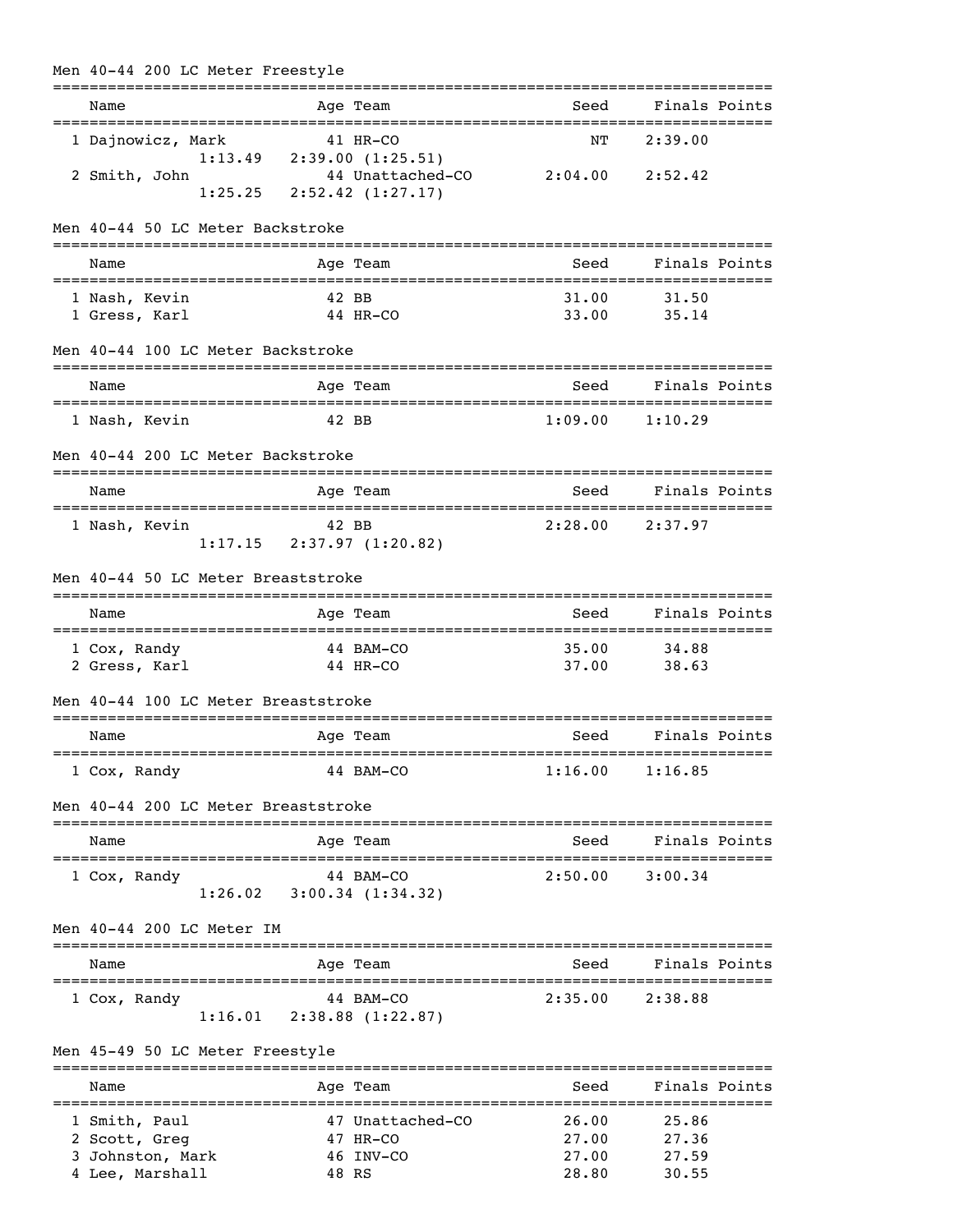## Men 40-44 200 LC Meter Freestyle

| | Name | Age | Team | Seed | Finals | Points |
|---|---|---|---|---|---|---|
| 1 | Dajnowicz, Mark | 41 | HR-CO | NT | 2:39.00 | |
| | 1:13.49 | 2:39.00 (1:25.51) | | | | |
| 2 | Smith, John | 44 | Unattached-CO | 2:04.00 | 2:52.42 | |
| | 1:25.25 | 2:52.42 (1:27.17) | | | | |

## Men 40-44 50 LC Meter Backstroke

| | Name | Age | Team | Seed | Finals | Points |
|---|---|---|---|---|---|---|
| 1 | Nash, Kevin | 42 | BB | 31.00 | 31.50 | |
| 1 | Gress, Karl | 44 | HR-CO | 33.00 | 35.14 | |

## Men 40-44 100 LC Meter Backstroke

| | Name | Age | Team | Seed | Finals | Points |
|---|---|---|---|---|---|---|
| 1 | Nash, Kevin | 42 | BB | 1:09.00 | 1:10.29 | |

## Men 40-44 200 LC Meter Backstroke

| | Name | Age | Team | Seed | Finals | Points |
|---|---|---|---|---|---|---|
| 1 | Nash, Kevin | 42 | BB | 2:28.00 | 2:37.97 | |
| | 1:17.15 | 2:37.97 (1:20.82) | | | | |

## Men 40-44 50 LC Meter Breaststroke

| | Name | Age | Team | Seed | Finals | Points |
|---|---|---|---|---|---|---|
| 1 | Cox, Randy | 44 | BAM-CO | 35.00 | 34.88 | |
| 2 | Gress, Karl | 44 | HR-CO | 37.00 | 38.63 | |

## Men 40-44 100 LC Meter Breaststroke

| | Name | Age | Team | Seed | Finals | Points |
|---|---|---|---|---|---|---|
| 1 | Cox, Randy | 44 | BAM-CO | 1:16.00 | 1:16.85 | |

## Men 40-44 200 LC Meter Breaststroke

| | Name | Age | Team | Seed | Finals | Points |
|---|---|---|---|---|---|---|
| 1 | Cox, Randy | 44 | BAM-CO | 2:50.00 | 3:00.34 | |
| | 1:26.02 | 3:00.34 (1:34.32) | | | | |

## Men 40-44 200 LC Meter IM

| | Name | Age | Team | Seed | Finals | Points |
|---|---|---|---|---|---|---|
| 1 | Cox, Randy | 44 | BAM-CO | 2:35.00 | 2:38.88 | |
| | 1:16.01 | 2:38.88 (1:22.87) | | | | |

## Men 45-49 50 LC Meter Freestyle

| | Name | Age | Team | Seed | Finals | Points |
|---|---|---|---|---|---|---|
| 1 | Smith, Paul | 47 | Unattached-CO | 26.00 | 25.86 | |
| 2 | Scott, Greg | 47 | HR-CO | 27.00 | 27.36 | |
| 3 | Johnston, Mark | 46 | INV-CO | 27.00 | 27.59 | |
| 4 | Lee, Marshall | 48 | RS | 28.80 | 30.55 | |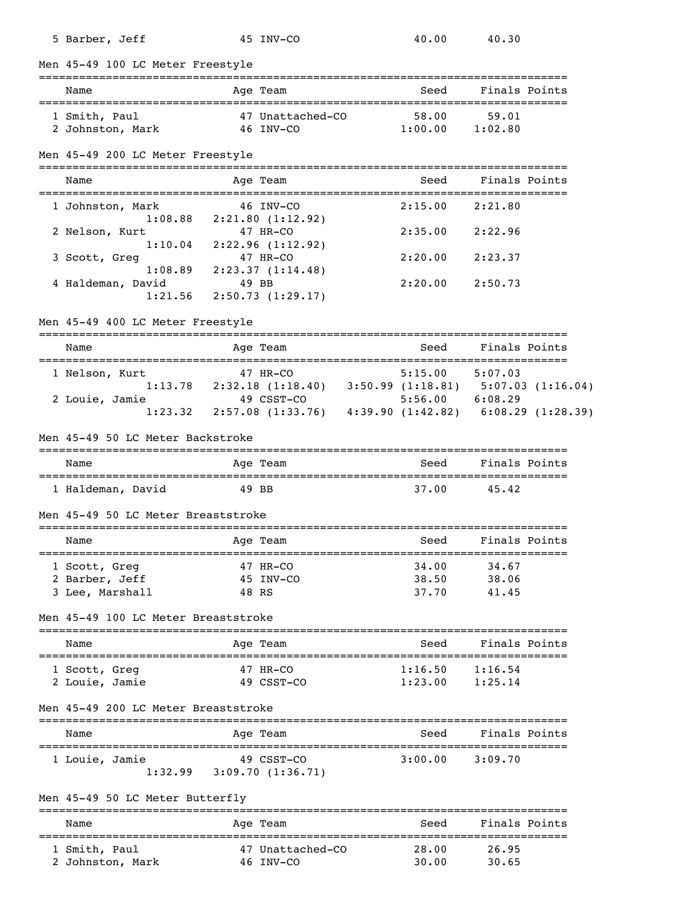| Name | Age | Team | Seed | Finals | Points |
|---|---|---|---|---|---|
| 5 Barber, Jeff | 45 | INV-CO | 40.00 | 40.30 | |

## Men 45-49 100 LC Meter Freestyle

| Name | Age | Team | Seed | Finals | Points |
|---|---|---|---|---|---|
| 1 Smith, Paul | 47 | Unattached-CO | 58.00 | 59.01 | |
| 2 Johnston, Mark | 46 | INV-CO | 1:00.00 | 1:02.80 | |

## Men 45-49 200 LC Meter Freestyle

| Name | Age | Team | Seed | Finals | Points |
|---|---|---|---|---|---|
| 1 Johnston, Mark | 46 | INV-CO | 2:15.00 | 2:21.80 | |
| 1:08.88 2:21.80 (1:12.92) | | | | | |
| 2 Nelson, Kurt | 47 | HR-CO | 2:35.00 | 2:22.96 | |
| 1:10.04 2:22.96 (1:12.92) | | | | | |
| 3 Scott, Greg | 47 | HR-CO | 2:20.00 | 2:23.37 | |
| 1:08.89 2:23.37 (1:14.48) | | | | | |
| 4 Haldeman, David | 49 | BB | 2:20.00 | 2:50.73 | |
| 1:21.56 2:50.73 (1:29.17) | | | | | |

## Men 45-49 400 LC Meter Freestyle

| Name | Age | Team | Seed | Finals | Points |
|---|---|---|---|---|---|
| 1 Nelson, Kurt | 47 | HR-CO | 5:15.00 | 5:07.03 | |
| 1:13.78 2:32.18 (1:18.40) 3:50.99 (1:18.81) 5:07.03 (1:16.04) | | | | | |
| 2 Louie, Jamie | 49 | CSST-CO | 5:56.00 | 6:08.29 | |
| 1:23.32 2:57.08 (1:33.76) 4:39.90 (1:42.82) 6:08.29 (1:28.39) | | | | | |

## Men 45-49 50 LC Meter Backstroke

| Name | Age | Team | Seed | Finals | Points |
|---|---|---|---|---|---|
| 1 Haldeman, David | 49 | BB | 37.00 | 45.42 | |

## Men 45-49 50 LC Meter Breaststroke

| Name | Age | Team | Seed | Finals | Points |
|---|---|---|---|---|---|
| 1 Scott, Greg | 47 | HR-CO | 34.00 | 34.67 | |
| 2 Barber, Jeff | 45 | INV-CO | 38.50 | 38.06 | |
| 3 Lee, Marshall | 48 | RS | 37.70 | 41.45 | |

## Men 45-49 100 LC Meter Breaststroke

| Name | Age | Team | Seed | Finals | Points |
|---|---|---|---|---|---|
| 1 Scott, Greg | 47 | HR-CO | 1:16.50 | 1:16.54 | |
| 2 Louie, Jamie | 49 | CSST-CO | 1:23.00 | 1:25.14 | |

## Men 45-49 200 LC Meter Breaststroke

| Name | Age | Team | Seed | Finals | Points |
|---|---|---|---|---|---|
| 1 Louie, Jamie | 49 | CSST-CO | 3:00.00 | 3:09.70 | |
| 1:32.99 3:09.70 (1:36.71) | | | | | |

## Men 45-49 50 LC Meter Butterfly

| Name | Age | Team | Seed | Finals | Points |
|---|---|---|---|---|---|
| 1 Smith, Paul | 47 | Unattached-CO | 28.00 | 26.95 | |
| 2 Johnston, Mark | 46 | INV-CO | 30.00 | 30.65 | |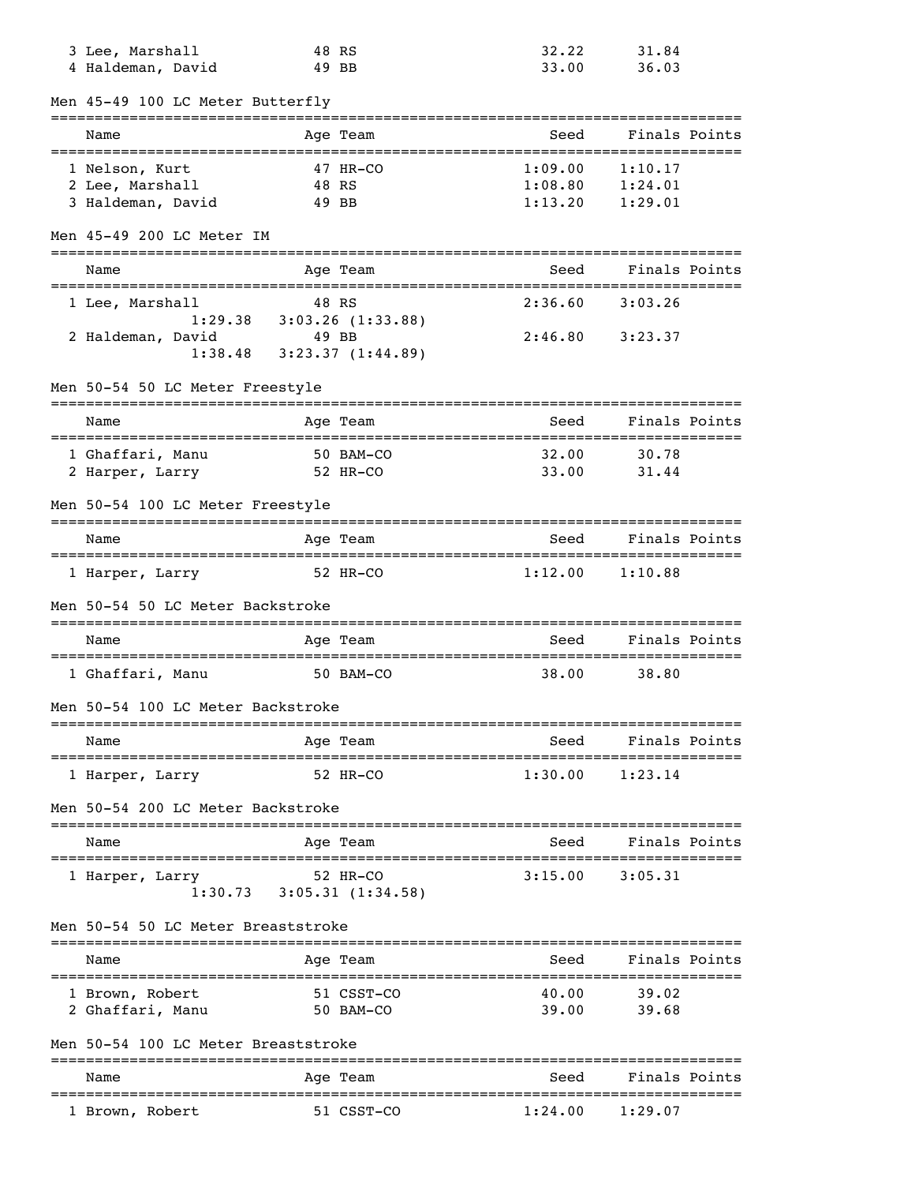| Name | Age | Team | Seed | Finals | Points |
|---|---|---|---|---|---|
| 3 Lee, Marshall | 48 | RS | 32.22 | 31.84 | |
| 4 Haldeman, David | 49 | BB | 33.00 | 36.03 | |

## Men 45-49 100 LC Meter Butterfly

| Name | Age | Team | Seed | Finals | Points |
|---|---|---|---|---|---|
| 1 Nelson, Kurt | 47 | HR-CO | 1:09.00 | 1:10.17 | |
| 2 Lee, Marshall | 48 | RS | 1:08.80 | 1:24.01 | |
| 3 Haldeman, David | 49 | BB | 1:13.20 | 1:29.01 | |

## Men 45-49 200 LC Meter IM

| Name | Age | Team | Seed | Finals | Points |
|---|---|---|---|---|---|
| 1 Lee, Marshall | 48 | RS | 2:36.60 | 3:03.26 | |
| 1:29.38 3:03.26 (1:33.88) | | | | | |
| 2 Haldeman, David | 49 | BB | 2:46.80 | 3:23.37 | |
| 1:38.48 3:23.37 (1:44.89) | | | | | |

## Men 50-54 50 LC Meter Freestyle

| Name | Age | Team | Seed | Finals | Points |
|---|---|---|---|---|---|
| 1 Ghaffari, Manu | 50 | BAM-CO | 32.00 | 30.78 | |
| 2 Harper, Larry | 52 | HR-CO | 33.00 | 31.44 | |

## Men 50-54 100 LC Meter Freestyle

| Name | Age | Team | Seed | Finals | Points |
|---|---|---|---|---|---|
| 1 Harper, Larry | 52 | HR-CO | 1:12.00 | 1:10.88 | |

## Men 50-54 50 LC Meter Backstroke

| Name | Age | Team | Seed | Finals | Points |
|---|---|---|---|---|---|
| 1 Ghaffari, Manu | 50 | BAM-CO | 38.00 | 38.80 | |

## Men 50-54 100 LC Meter Backstroke

| Name | Age | Team | Seed | Finals | Points |
|---|---|---|---|---|---|
| 1 Harper, Larry | 52 | HR-CO | 1:30.00 | 1:23.14 | |

## Men 50-54 200 LC Meter Backstroke

| Name | Age | Team | Seed | Finals | Points |
|---|---|---|---|---|---|
| 1 Harper, Larry | 52 | HR-CO | 3:15.00 | 3:05.31 | |
| 1:30.73 3:05.31 (1:34.58) | | | | | |

## Men 50-54 50 LC Meter Breaststroke

| Name | Age | Team | Seed | Finals | Points |
|---|---|---|---|---|---|
| 1 Brown, Robert | 51 | CSST-CO | 40.00 | 39.02 | |
| 2 Ghaffari, Manu | 50 | BAM-CO | 39.00 | 39.68 | |

## Men 50-54 100 LC Meter Breaststroke

| Name | Age | Team | Seed | Finals | Points |
|---|---|---|---|---|---|
| 1 Brown, Robert | 51 | CSST-CO | 1:24.00 | 1:29.07 | |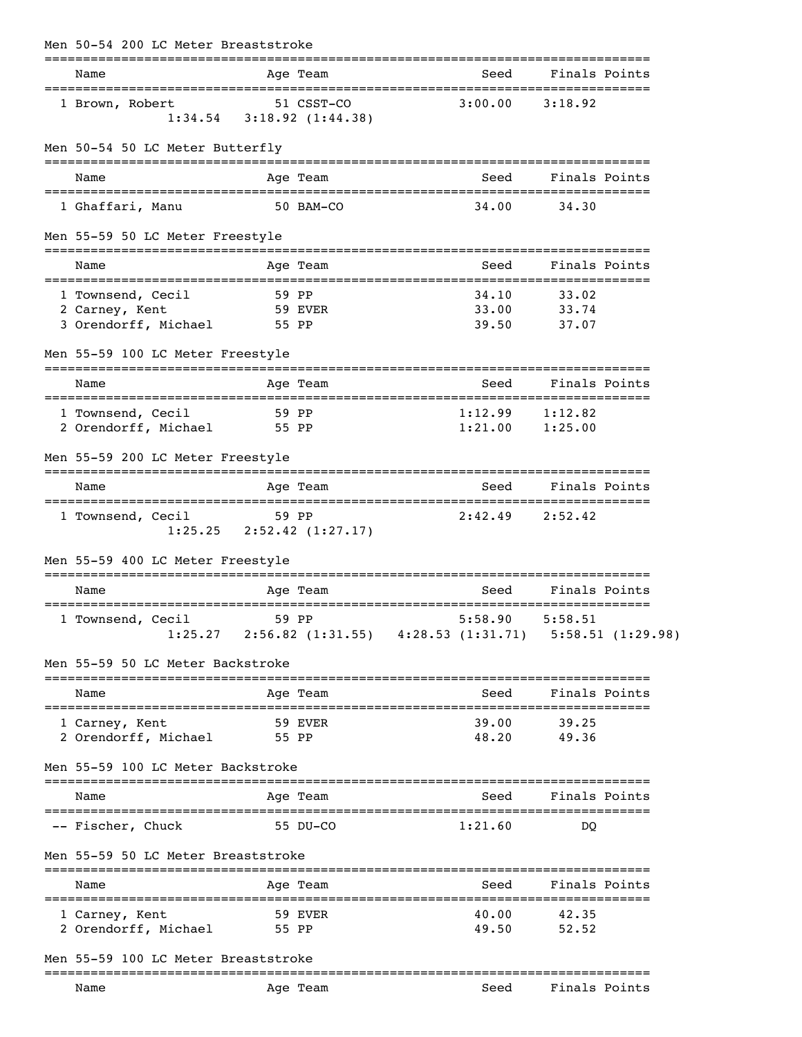## Men 50-54 200 LC Meter Breaststroke

| | Name | Age | Team | Seed | Finals | Points |
|---|---|---|---|---|---|---|
| 1 | Brown, Robert | 51 | CSST-CO | 3:00.00 | 3:18.92 | |
| | 1:34.54 | 3:18.92 (1:44.38) | | | | |

## Men 50-54 50 LC Meter Butterfly

| | Name | Age | Team | Seed | Finals | Points |
|---|---|---|---|---|---|---|
| 1 | Ghaffari, Manu | 50 | BAM-CO | 34.00 | 34.30 | |

## Men 55-59 50 LC Meter Freestyle

| | Name | Age | Team | Seed | Finals | Points |
|---|---|---|---|---|---|---|
| 1 | Townsend, Cecil | 59 | PP | 34.10 | 33.02 | |
| 2 | Carney, Kent | 59 | EVER | 33.00 | 33.74 | |
| 3 | Orendorff, Michael | 55 | PP | 39.50 | 37.07 | |

## Men 55-59 100 LC Meter Freestyle

| | Name | Age | Team | Seed | Finals | Points |
|---|---|---|---|---|---|---|
| 1 | Townsend, Cecil | 59 | PP | 1:12.99 | 1:12.82 | |
| 2 | Orendorff, Michael | 55 | PP | 1:21.00 | 1:25.00 | |

## Men 55-59 200 LC Meter Freestyle

| | Name | Age | Team | Seed | Finals | Points |
|---|---|---|---|---|---|---|
| 1 | Townsend, Cecil | 59 | PP | 2:42.49 | 2:52.42 | |
| | 1:25.25 | 2:52.42 (1:27.17) | | | | |

## Men 55-59 400 LC Meter Freestyle

| | Name | Age | Team | Seed | Finals | Points |
|---|---|---|---|---|---|---|
| 1 | Townsend, Cecil | 59 | PP | 5:58.90 | 5:58.51 | |
| | 1:25.27 | 2:56.82 (1:31.55) | 4:28.53 (1:31.71) | 5:58.51 (1:29.98) | | |

## Men 55-59 50 LC Meter Backstroke

| | Name | Age | Team | Seed | Finals | Points |
|---|---|---|---|---|---|---|
| 1 | Carney, Kent | 59 | EVER | 39.00 | 39.25 | |
| 2 | Orendorff, Michael | 55 | PP | 48.20 | 49.36 | |

## Men 55-59 100 LC Meter Backstroke

| | Name | Age | Team | Seed | Finals | Points |
|---|---|---|---|---|---|---|
| -- | Fischer, Chuck | 55 | DU-CO | 1:21.60 | DQ | |

## Men 55-59 50 LC Meter Breaststroke

| | Name | Age | Team | Seed | Finals | Points |
|---|---|---|---|---|---|---|
| 1 | Carney, Kent | 59 | EVER | 40.00 | 42.35 | |
| 2 | Orendorff, Michael | 55 | PP | 49.50 | 52.52 | |

## Men 55-59 100 LC Meter Breaststroke

| | Name | Age | Team | Seed | Finals | Points |
|---|---|---|---|---|---|---|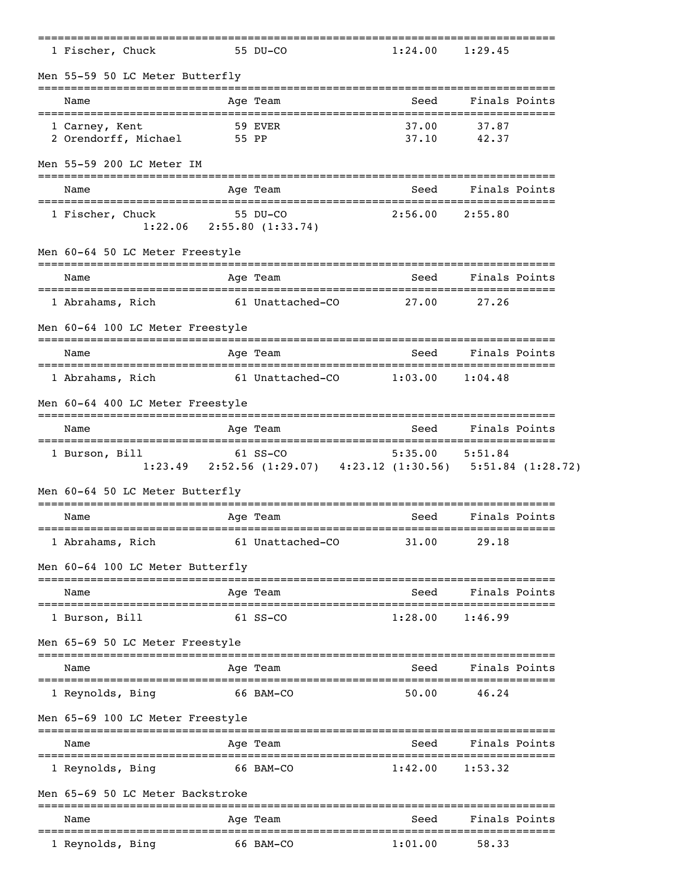| Name | Age | Team | Seed | Finals | Points |
|---|---|---|---|---|---|
| 1 Fischer, Chuck | 55 | DU-CO | 1:24.00 | 1:29.45 | |

## Men 55-59 50 LC Meter Butterfly

| Name | Age | Team | Seed | Finals | Points |
|---|---|---|---|---|---|
| 1 Carney, Kent | 59 | EVER | 37.00 | 37.87 | |
| 2 Orendorff, Michael | 55 | PP | 37.10 | 42.37 | |

## Men 55-59 200 LC Meter IM

| Name | Age | Team | Seed | Finals | Points |
|---|---|---|---|---|---|
| 1 Fischer, Chuck | 55 | DU-CO | 2:56.00 | 2:55.80 | |
| 1:22.06   2:55.80 (1:33.74) | | | | | |

## Men 60-64 50 LC Meter Freestyle

| Name | Age | Team | Seed | Finals | Points |
|---|---|---|---|---|---|
| 1 Abrahams, Rich | 61 | Unattached-CO | 27.00 | 27.26 | |

## Men 60-64 100 LC Meter Freestyle

| Name | Age | Team | Seed | Finals | Points |
|---|---|---|---|---|---|
| 1 Abrahams, Rich | 61 | Unattached-CO | 1:03.00 | 1:04.48 | |

## Men 60-64 400 LC Meter Freestyle

| Name | Age | Team | Seed | Finals | Points |
|---|---|---|---|---|---|
| 1 Burson, Bill | 61 | SS-CO | 5:35.00 | 5:51.84 | |
| 1:23.49   2:52.56 (1:29.07)   4:23.12 (1:30.56)   5:51.84 (1:28.72) | | | | | |

## Men 60-64 50 LC Meter Butterfly

| Name | Age | Team | Seed | Finals | Points |
|---|---|---|---|---|---|
| 1 Abrahams, Rich | 61 | Unattached-CO | 31.00 | 29.18 | |

## Men 60-64 100 LC Meter Butterfly

| Name | Age | Team | Seed | Finals | Points |
|---|---|---|---|---|---|
| 1 Burson, Bill | 61 | SS-CO | 1:28.00 | 1:46.99 | |

## Men 65-69 50 LC Meter Freestyle

| Name | Age | Team | Seed | Finals | Points |
|---|---|---|---|---|---|
| 1 Reynolds, Bing | 66 | BAM-CO | 50.00 | 46.24 | |

## Men 65-69 100 LC Meter Freestyle

| Name | Age | Team | Seed | Finals | Points |
|---|---|---|---|---|---|
| 1 Reynolds, Bing | 66 | BAM-CO | 1:42.00 | 1:53.32 | |

## Men 65-69 50 LC Meter Backstroke

| Name | Age | Team | Seed | Finals | Points |
|---|---|---|---|---|---|
| 1 Reynolds, Bing | 66 | BAM-CO | 1:01.00 | 58.33 | |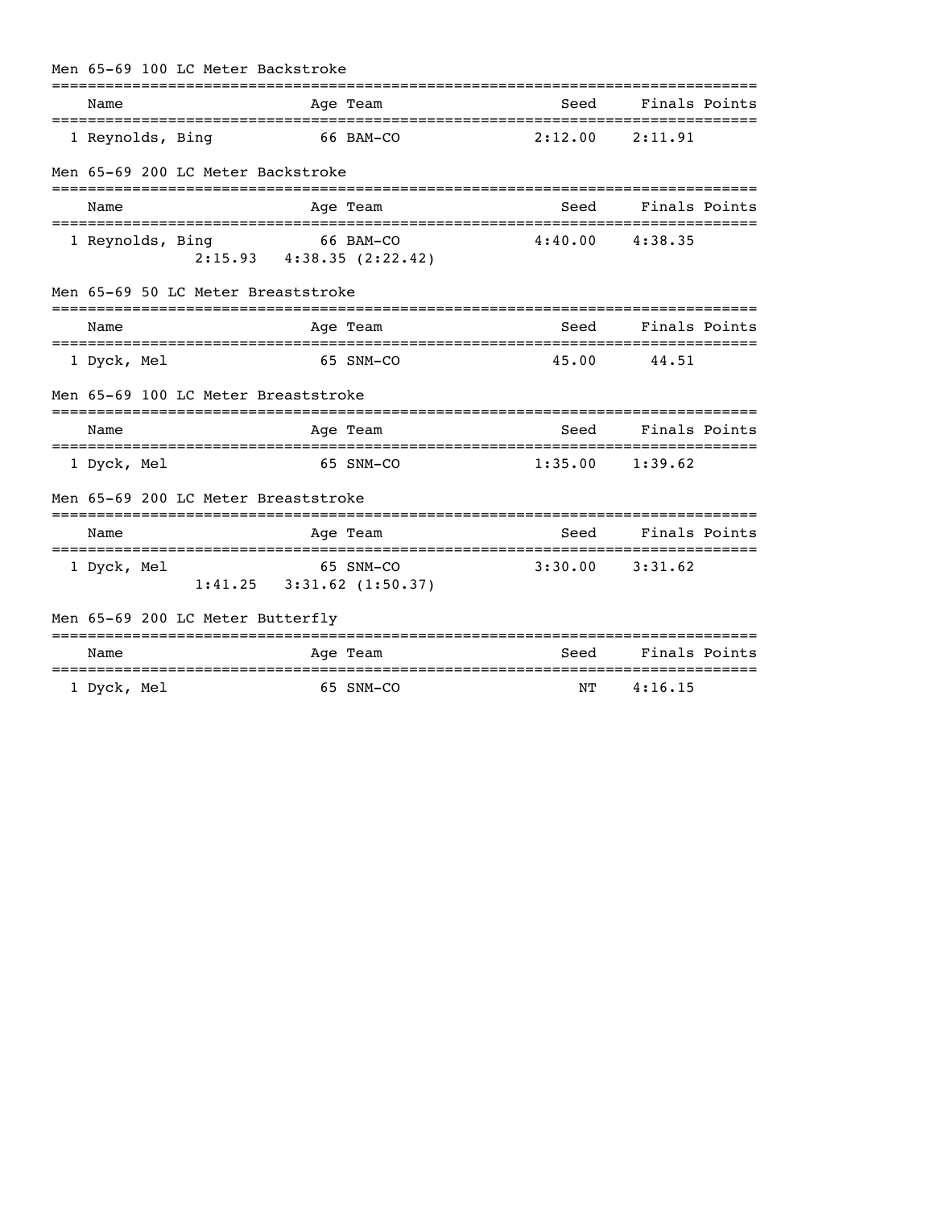### Men 65-69 100 LC Meter Backstroke

| Name | Age | Team | Seed | Finals | Points |
|---|---|---|---|---|---|
| 1 Reynolds, Bing | 66 | BAM-CO | 2:12.00 | 2:11.91 | |

### Men 65-69 200 LC Meter Backstroke

| Name | Age | Team | Seed | Finals | Points |
|---|---|---|---|---|---|
| 1 Reynolds, Bing | 66 | BAM-CO | 4:40.00 | 4:38.35 | |
| 2:15.93 4:38.35 (2:22.42) | | | | | |

### Men 65-69 50 LC Meter Breaststroke

| Name | Age | Team | Seed | Finals | Points |
|---|---|---|---|---|---|
| 1 Dyck, Mel | 65 | SNM-CO | 45.00 | 44.51 | |

### Men 65-69 100 LC Meter Breaststroke

| Name | Age | Team | Seed | Finals | Points |
|---|---|---|---|---|---|
| 1 Dyck, Mel | 65 | SNM-CO | 1:35.00 | 1:39.62 | |

### Men 65-69 200 LC Meter Breaststroke

| Name | Age | Team | Seed | Finals | Points |
|---|---|---|---|---|---|
| 1 Dyck, Mel | 65 | SNM-CO | 3:30.00 | 3:31.62 | |
| 1:41.25 3:31.62 (1:50.37) | | | | | |

### Men 65-69 200 LC Meter Butterfly

| Name | Age | Team | Seed | Finals | Points |
|---|---|---|---|---|---|
| 1 Dyck, Mel | 65 | SNM-CO | NT | 4:16.15 | |